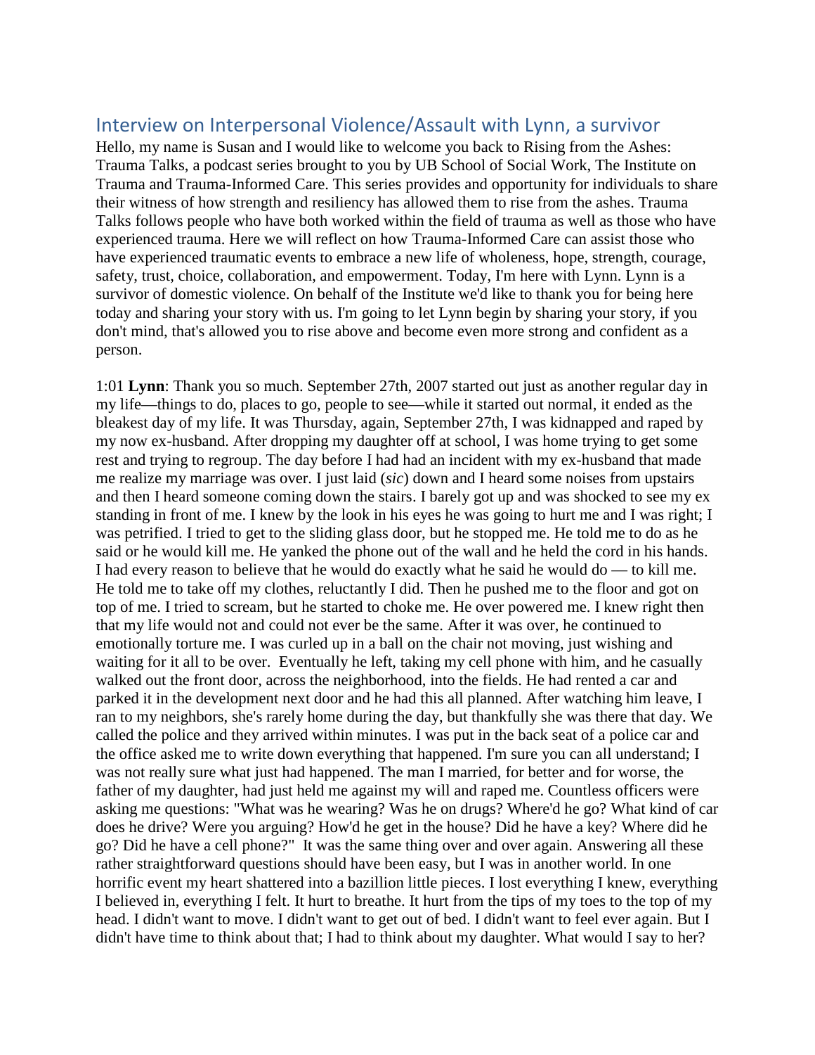## Interview on Interpersonal Violence/Assault with Lynn, a survivor

Hello, my name is Susan and I would like to welcome you back to Rising from the Ashes: Trauma Talks, a podcast series brought to you by UB School of Social Work, The Institute on Trauma and Trauma-Informed Care. This series provides and opportunity for individuals to share their witness of how strength and resiliency has allowed them to rise from the ashes. Trauma Talks follows people who have both worked within the field of trauma as well as those who have experienced trauma. Here we will reflect on how Trauma-Informed Care can assist those who have experienced traumatic events to embrace a new life of wholeness, hope, strength, courage, safety, trust, choice, collaboration, and empowerment. Today, I'm here with Lynn. Lynn is a survivor of domestic violence. On behalf of the Institute we'd like to thank you for being here today and sharing your story with us. I'm going to let Lynn begin by sharing your story, if you don't mind, that's allowed you to rise above and become even more strong and confident as a person.

1:01 **Lynn**: Thank you so much. September 27th, 2007 started out just as another regular day in my life—things to do, places to go, people to see—while it started out normal, it ended as the bleakest day of my life. It was Thursday, again, September 27th, I was kidnapped and raped by my now ex-husband. After dropping my daughter off at school, I was home trying to get some rest and trying to regroup. The day before I had had an incident with my ex-husband that made me realize my marriage was over. I just laid (*sic*) down and I heard some noises from upstairs and then I heard someone coming down the stairs. I barely got up and was shocked to see my ex standing in front of me. I knew by the look in his eyes he was going to hurt me and I was right; I was petrified. I tried to get to the sliding glass door, but he stopped me. He told me to do as he said or he would kill me. He yanked the phone out of the wall and he held the cord in his hands. I had every reason to believe that he would do exactly what he said he would do — to kill me. He told me to take off my clothes, reluctantly I did. Then he pushed me to the floor and got on top of me. I tried to scream, but he started to choke me. He over powered me. I knew right then that my life would not and could not ever be the same. After it was over, he continued to emotionally torture me. I was curled up in a ball on the chair not moving, just wishing and waiting for it all to be over. Eventually he left, taking my cell phone with him, and he casually walked out the front door, across the neighborhood, into the fields. He had rented a car and parked it in the development next door and he had this all planned. After watching him leave, I ran to my neighbors, she's rarely home during the day, but thankfully she was there that day. We called the police and they arrived within minutes. I was put in the back seat of a police car and the office asked me to write down everything that happened. I'm sure you can all understand; I was not really sure what just had happened. The man I married, for better and for worse, the father of my daughter, had just held me against my will and raped me. Countless officers were asking me questions: "What was he wearing? Was he on drugs? Where'd he go? What kind of car does he drive? Were you arguing? How'd he get in the house? Did he have a key? Where did he go? Did he have a cell phone?" It was the same thing over and over again. Answering all these rather straightforward questions should have been easy, but I was in another world. In one horrific event my heart shattered into a bazillion little pieces. I lost everything I knew, everything I believed in, everything I felt. It hurt to breathe. It hurt from the tips of my toes to the top of my head. I didn't want to move. I didn't want to get out of bed. I didn't want to feel ever again. But I didn't have time to think about that; I had to think about my daughter. What would I say to her?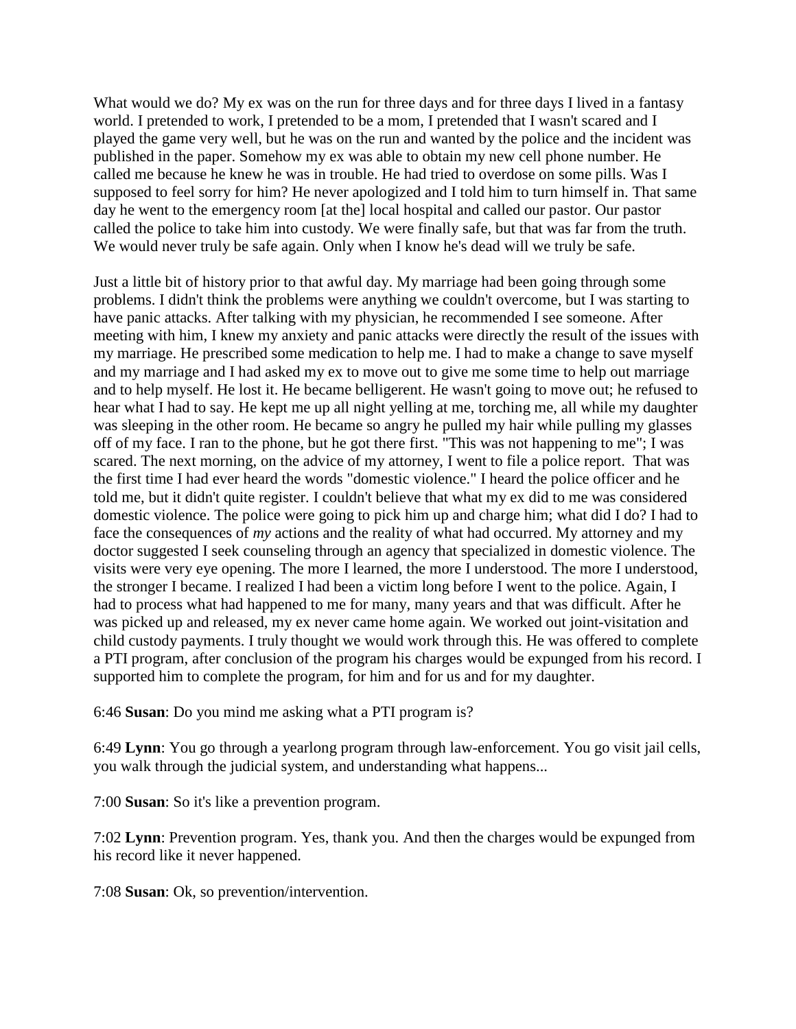What would we do? My ex was on the run for three days and for three days I lived in a fantasy world. I pretended to work, I pretended to be a mom, I pretended that I wasn't scared and I played the game very well, but he was on the run and wanted by the police and the incident was published in the paper. Somehow my ex was able to obtain my new cell phone number. He called me because he knew he was in trouble. He had tried to overdose on some pills. Was I supposed to feel sorry for him? He never apologized and I told him to turn himself in. That same day he went to the emergency room [at the] local hospital and called our pastor. Our pastor called the police to take him into custody. We were finally safe, but that was far from the truth. We would never truly be safe again. Only when I know he's dead will we truly be safe.

Just a little bit of history prior to that awful day. My marriage had been going through some problems. I didn't think the problems were anything we couldn't overcome, but I was starting to have panic attacks. After talking with my physician, he recommended I see someone. After meeting with him, I knew my anxiety and panic attacks were directly the result of the issues with my marriage. He prescribed some medication to help me. I had to make a change to save myself and my marriage and I had asked my ex to move out to give me some time to help out marriage and to help myself. He lost it. He became belligerent. He wasn't going to move out; he refused to hear what I had to say. He kept me up all night yelling at me, torching me, all while my daughter was sleeping in the other room. He became so angry he pulled my hair while pulling my glasses off of my face. I ran to the phone, but he got there first. "This was not happening to me"; I was scared. The next morning, on the advice of my attorney, I went to file a police report. That was the first time I had ever heard the words "domestic violence." I heard the police officer and he told me, but it didn't quite register. I couldn't believe that what my ex did to me was considered domestic violence. The police were going to pick him up and charge him; what did I do? I had to face the consequences of *my* actions and the reality of what had occurred. My attorney and my doctor suggested I seek counseling through an agency that specialized in domestic violence. The visits were very eye opening. The more I learned, the more I understood. The more I understood, the stronger I became. I realized I had been a victim long before I went to the police. Again, I had to process what had happened to me for many, many years and that was difficult. After he was picked up and released, my ex never came home again. We worked out joint-visitation and child custody payments. I truly thought we would work through this. He was offered to complete a PTI program, after conclusion of the program his charges would be expunged from his record. I supported him to complete the program, for him and for us and for my daughter.

6:46 **Susan**: Do you mind me asking what a PTI program is?

6:49 **Lynn**: You go through a yearlong program through law-enforcement. You go visit jail cells, you walk through the judicial system, and understanding what happens...

7:00 **Susan**: So it's like a prevention program.

7:02 **Lynn**: Prevention program. Yes, thank you. And then the charges would be expunged from his record like it never happened.

7:08 **Susan**: Ok, so prevention/intervention.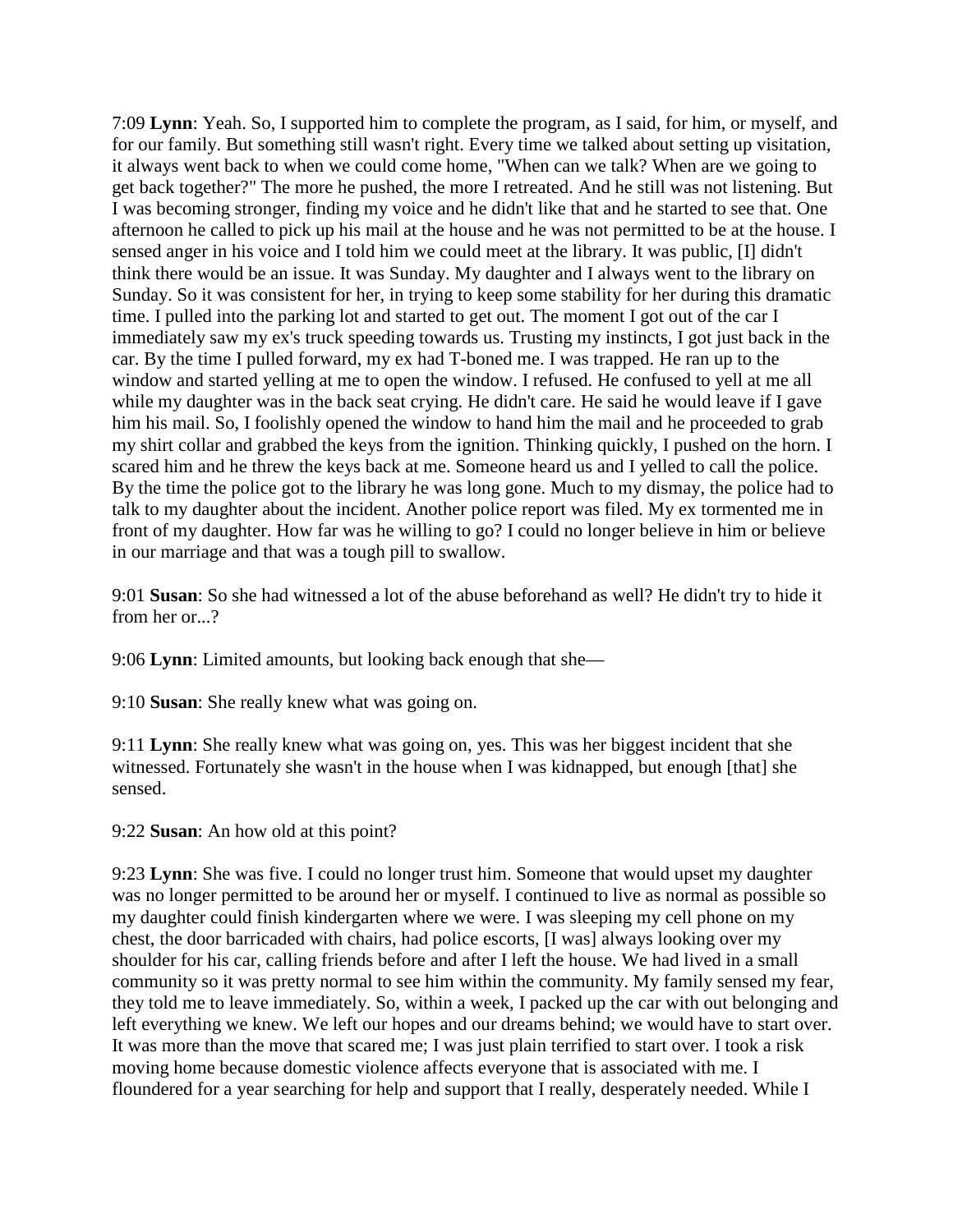7:09 **Lynn**: Yeah. So, I supported him to complete the program, as I said, for him, or myself, and for our family. But something still wasn't right. Every time we talked about setting up visitation, it always went back to when we could come home, "When can we talk? When are we going to get back together?" The more he pushed, the more I retreated. And he still was not listening. But I was becoming stronger, finding my voice and he didn't like that and he started to see that. One afternoon he called to pick up his mail at the house and he was not permitted to be at the house. I sensed anger in his voice and I told him we could meet at the library. It was public, [I] didn't think there would be an issue. It was Sunday. My daughter and I always went to the library on Sunday. So it was consistent for her, in trying to keep some stability for her during this dramatic time. I pulled into the parking lot and started to get out. The moment I got out of the car I immediately saw my ex's truck speeding towards us. Trusting my instincts, I got just back in the car. By the time I pulled forward, my ex had T-boned me. I was trapped. He ran up to the window and started yelling at me to open the window. I refused. He confused to yell at me all while my daughter was in the back seat crying. He didn't care. He said he would leave if I gave him his mail. So, I foolishly opened the window to hand him the mail and he proceeded to grab my shirt collar and grabbed the keys from the ignition. Thinking quickly, I pushed on the horn. I scared him and he threw the keys back at me. Someone heard us and I yelled to call the police. By the time the police got to the library he was long gone. Much to my dismay, the police had to talk to my daughter about the incident. Another police report was filed. My ex tormented me in front of my daughter. How far was he willing to go? I could no longer believe in him or believe in our marriage and that was a tough pill to swallow.

9:01 **Susan**: So she had witnessed a lot of the abuse beforehand as well? He didn't try to hide it from her or...?

9:06 **Lynn**: Limited amounts, but looking back enough that she—

9:10 **Susan**: She really knew what was going on.

9:11 **Lynn**: She really knew what was going on, yes. This was her biggest incident that she witnessed. Fortunately she wasn't in the house when I was kidnapped, but enough [that] she sensed.

9:22 **Susan**: An how old at this point?

9:23 **Lynn**: She was five. I could no longer trust him. Someone that would upset my daughter was no longer permitted to be around her or myself. I continued to live as normal as possible so my daughter could finish kindergarten where we were. I was sleeping my cell phone on my chest, the door barricaded with chairs, had police escorts, [I was] always looking over my shoulder for his car, calling friends before and after I left the house. We had lived in a small community so it was pretty normal to see him within the community. My family sensed my fear, they told me to leave immediately. So, within a week, I packed up the car with out belonging and left everything we knew. We left our hopes and our dreams behind; we would have to start over. It was more than the move that scared me; I was just plain terrified to start over. I took a risk moving home because domestic violence affects everyone that is associated with me. I floundered for a year searching for help and support that I really, desperately needed. While I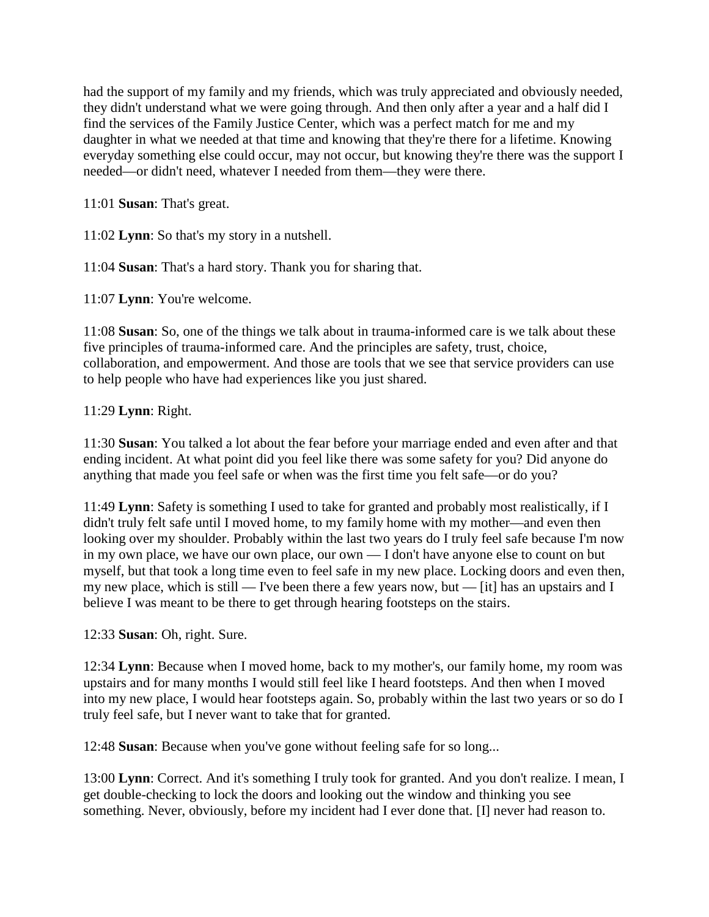had the support of my family and my friends, which was truly appreciated and obviously needed, they didn't understand what we were going through. And then only after a year and a half did I find the services of the Family Justice Center, which was a perfect match for me and my daughter in what we needed at that time and knowing that they're there for a lifetime. Knowing everyday something else could occur, may not occur, but knowing they're there was the support I needed—or didn't need, whatever I needed from them—they were there.

11:01 **Susan**: That's great.

11:02 **Lynn**: So that's my story in a nutshell.

11:04 **Susan**: That's a hard story. Thank you for sharing that.

11:07 **Lynn**: You're welcome.

11:08 **Susan**: So, one of the things we talk about in trauma-informed care is we talk about these five principles of trauma-informed care. And the principles are safety, trust, choice, collaboration, and empowerment. And those are tools that we see that service providers can use to help people who have had experiences like you just shared.

11:29 **Lynn**: Right.

11:30 **Susan**: You talked a lot about the fear before your marriage ended and even after and that ending incident. At what point did you feel like there was some safety for you? Did anyone do anything that made you feel safe or when was the first time you felt safe—or do you?

11:49 **Lynn**: Safety is something I used to take for granted and probably most realistically, if I didn't truly felt safe until I moved home, to my family home with my mother—and even then looking over my shoulder. Probably within the last two years do I truly feel safe because I'm now in my own place, we have our own place, our own — I don't have anyone else to count on but myself, but that took a long time even to feel safe in my new place. Locking doors and even then, my new place, which is still — I've been there a few years now, but — [it] has an upstairs and I believe I was meant to be there to get through hearing footsteps on the stairs.

12:33 **Susan**: Oh, right. Sure.

12:34 **Lynn**: Because when I moved home, back to my mother's, our family home, my room was upstairs and for many months I would still feel like I heard footsteps. And then when I moved into my new place, I would hear footsteps again. So, probably within the last two years or so do I truly feel safe, but I never want to take that for granted.

12:48 **Susan**: Because when you've gone without feeling safe for so long...

13:00 **Lynn**: Correct. And it's something I truly took for granted. And you don't realize. I mean, I get double-checking to lock the doors and looking out the window and thinking you see something. Never, obviously, before my incident had I ever done that. [I] never had reason to.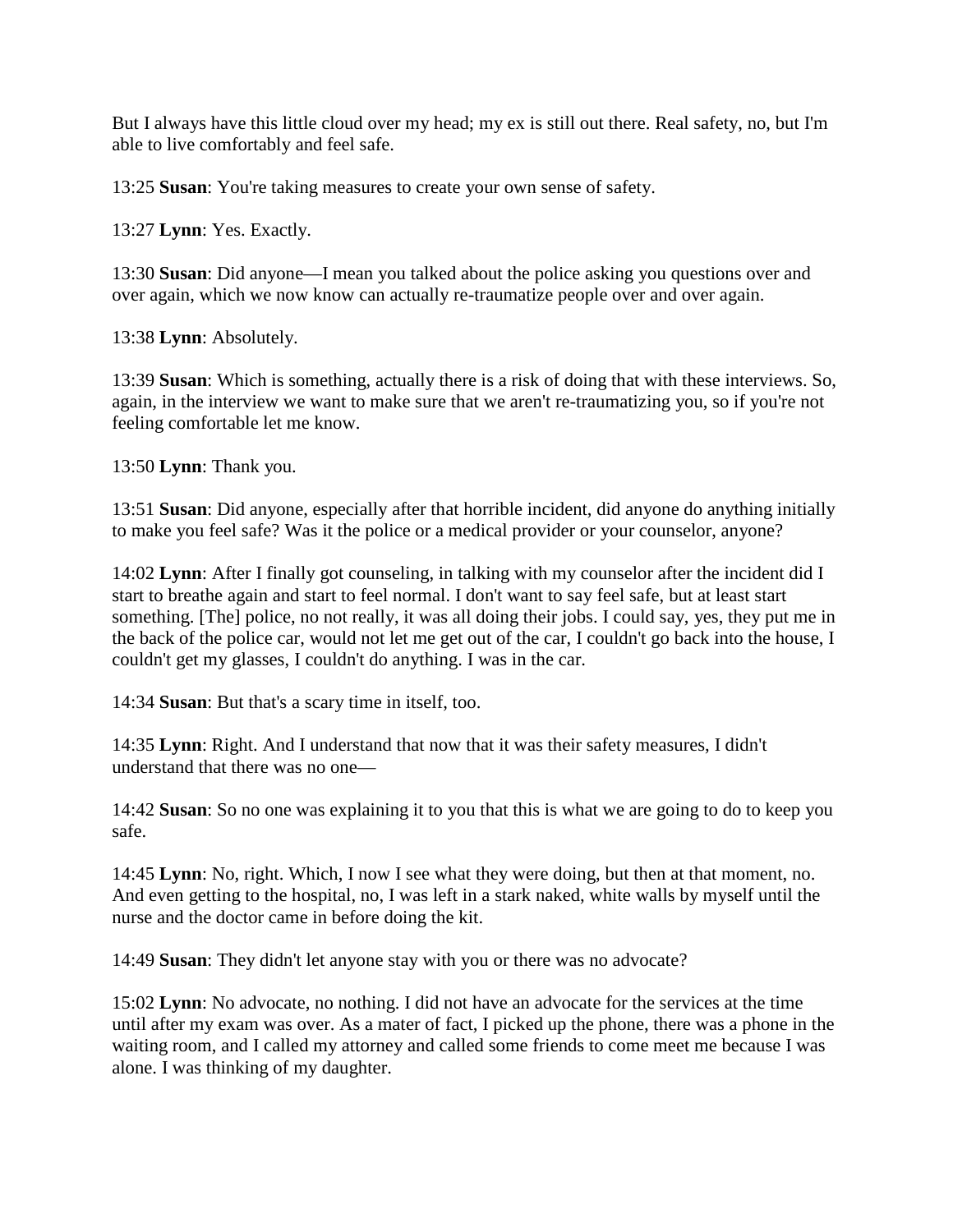But I always have this little cloud over my head; my ex is still out there. Real safety, no, but I'm able to live comfortably and feel safe.

13:25 **Susan**: You're taking measures to create your own sense of safety.

13:27 **Lynn**: Yes. Exactly.

13:30 **Susan**: Did anyone—I mean you talked about the police asking you questions over and over again, which we now know can actually re-traumatize people over and over again.

13:38 **Lynn**: Absolutely.

13:39 **Susan**: Which is something, actually there is a risk of doing that with these interviews. So, again, in the interview we want to make sure that we aren't re-traumatizing you, so if you're not feeling comfortable let me know.

13:50 **Lynn**: Thank you.

13:51 **Susan**: Did anyone, especially after that horrible incident, did anyone do anything initially to make you feel safe? Was it the police or a medical provider or your counselor, anyone?

14:02 **Lynn**: After I finally got counseling, in talking with my counselor after the incident did I start to breathe again and start to feel normal. I don't want to say feel safe, but at least start something. [The] police, no not really, it was all doing their jobs. I could say, yes, they put me in the back of the police car, would not let me get out of the car, I couldn't go back into the house, I couldn't get my glasses, I couldn't do anything. I was in the car.

14:34 **Susan**: But that's a scary time in itself, too.

14:35 **Lynn**: Right. And I understand that now that it was their safety measures, I didn't understand that there was no one—

14:42 **Susan**: So no one was explaining it to you that this is what we are going to do to keep you safe.

14:45 **Lynn**: No, right. Which, I now I see what they were doing, but then at that moment, no. And even getting to the hospital, no, I was left in a stark naked, white walls by myself until the nurse and the doctor came in before doing the kit.

14:49 **Susan**: They didn't let anyone stay with you or there was no advocate?

15:02 **Lynn**: No advocate, no nothing. I did not have an advocate for the services at the time until after my exam was over. As a mater of fact, I picked up the phone, there was a phone in the waiting room, and I called my attorney and called some friends to come meet me because I was alone. I was thinking of my daughter.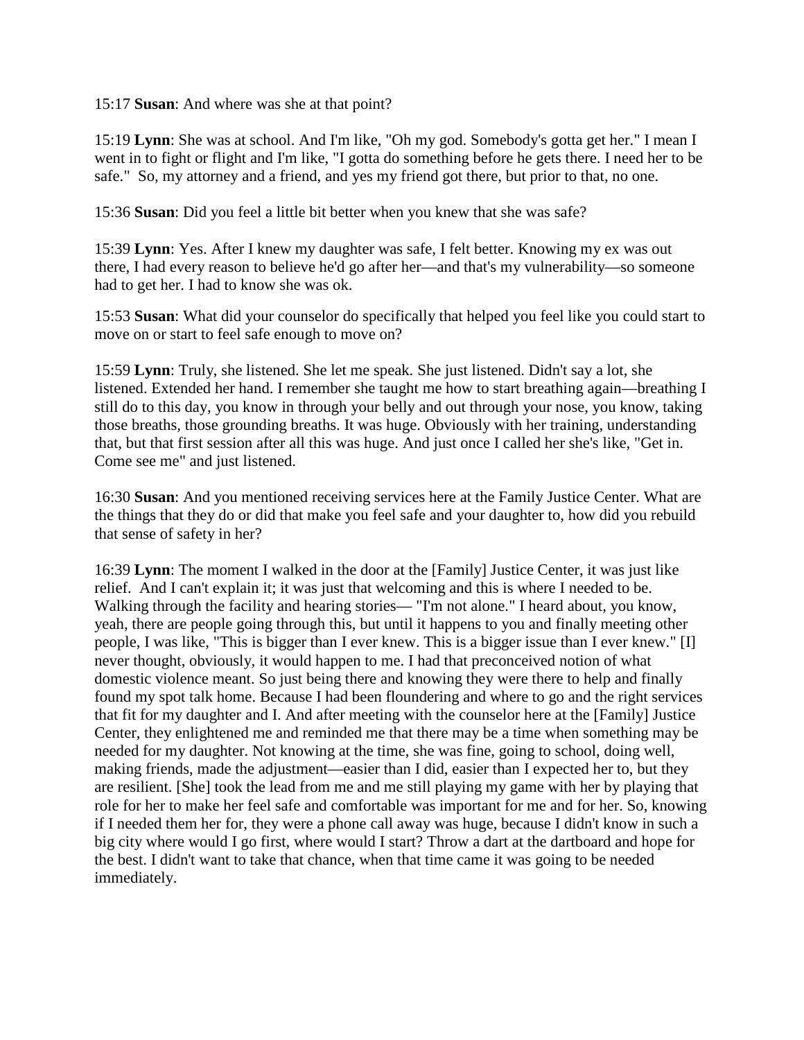15:17 **Susan**: And where was she at that point?

15:19 **Lynn**: She was at school. And I'm like, "Oh my god. Somebody's gotta get her." I mean I went in to fight or flight and I'm like, "I gotta do something before he gets there. I need her to be safe." So, my attorney and a friend, and yes my friend got there, but prior to that, no one.

15:36 **Susan**: Did you feel a little bit better when you knew that she was safe?

15:39 **Lynn**: Yes. After I knew my daughter was safe, I felt better. Knowing my ex was out there, I had every reason to believe he'd go after her—and that's my vulnerability—so someone had to get her. I had to know she was ok.

15:53 **Susan**: What did your counselor do specifically that helped you feel like you could start to move on or start to feel safe enough to move on?

15:59 **Lynn**: Truly, she listened. She let me speak. She just listened. Didn't say a lot, she listened. Extended her hand. I remember she taught me how to start breathing again—breathing I still do to this day, you know in through your belly and out through your nose, you know, taking those breaths, those grounding breaths. It was huge. Obviously with her training, understanding that, but that first session after all this was huge. And just once I called her she's like, "Get in. Come see me" and just listened.

16:30 **Susan**: And you mentioned receiving services here at the Family Justice Center. What are the things that they do or did that make you feel safe and your daughter to, how did you rebuild that sense of safety in her?

16:39 **Lynn**: The moment I walked in the door at the [Family] Justice Center, it was just like relief. And I can't explain it; it was just that welcoming and this is where I needed to be. Walking through the facility and hearing stories— "I'm not alone." I heard about, you know, yeah, there are people going through this, but until it happens to you and finally meeting other people, I was like, "This is bigger than I ever knew. This is a bigger issue than I ever knew." [I] never thought, obviously, it would happen to me. I had that preconceived notion of what domestic violence meant. So just being there and knowing they were there to help and finally found my spot talk home. Because I had been floundering and where to go and the right services that fit for my daughter and I. And after meeting with the counselor here at the [Family] Justice Center, they enlightened me and reminded me that there may be a time when something may be needed for my daughter. Not knowing at the time, she was fine, going to school, doing well, making friends, made the adjustment—easier than I did, easier than I expected her to, but they are resilient. [She] took the lead from me and me still playing my game with her by playing that role for her to make her feel safe and comfortable was important for me and for her. So, knowing if I needed them her for, they were a phone call away was huge, because I didn't know in such a big city where would I go first, where would I start? Throw a dart at the dartboard and hope for the best. I didn't want to take that chance, when that time came it was going to be needed immediately.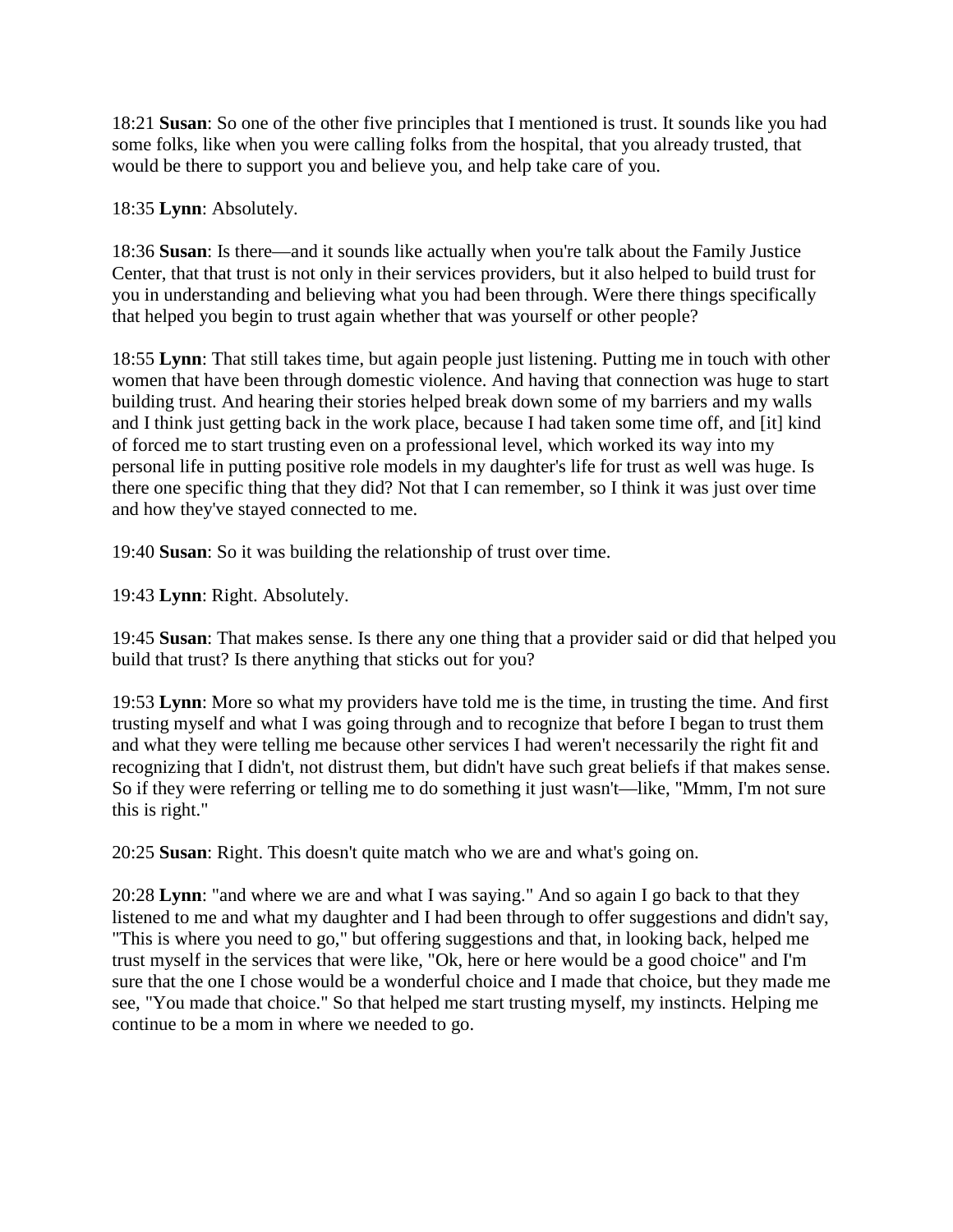18:21 **Susan**: So one of the other five principles that I mentioned is trust. It sounds like you had some folks, like when you were calling folks from the hospital, that you already trusted, that would be there to support you and believe you, and help take care of you.

18:35 **Lynn**: Absolutely.

18:36 **Susan**: Is there—and it sounds like actually when you're talk about the Family Justice Center, that that trust is not only in their services providers, but it also helped to build trust for you in understanding and believing what you had been through. Were there things specifically that helped you begin to trust again whether that was yourself or other people?

18:55 **Lynn**: That still takes time, but again people just listening. Putting me in touch with other women that have been through domestic violence. And having that connection was huge to start building trust. And hearing their stories helped break down some of my barriers and my walls and I think just getting back in the work place, because I had taken some time off, and [it] kind of forced me to start trusting even on a professional level, which worked its way into my personal life in putting positive role models in my daughter's life for trust as well was huge. Is there one specific thing that they did? Not that I can remember, so I think it was just over time and how they've stayed connected to me.

19:40 **Susan**: So it was building the relationship of trust over time.

19:43 **Lynn**: Right. Absolutely.

19:45 **Susan**: That makes sense. Is there any one thing that a provider said or did that helped you build that trust? Is there anything that sticks out for you?

19:53 **Lynn**: More so what my providers have told me is the time, in trusting the time. And first trusting myself and what I was going through and to recognize that before I began to trust them and what they were telling me because other services I had weren't necessarily the right fit and recognizing that I didn't, not distrust them, but didn't have such great beliefs if that makes sense. So if they were referring or telling me to do something it just wasn't—like, "Mmm, I'm not sure this is right."

20:25 **Susan**: Right. This doesn't quite match who we are and what's going on.

20:28 **Lynn**: "and where we are and what I was saying." And so again I go back to that they listened to me and what my daughter and I had been through to offer suggestions and didn't say, "This is where you need to go," but offering suggestions and that, in looking back, helped me trust myself in the services that were like, "Ok, here or here would be a good choice" and I'm sure that the one I chose would be a wonderful choice and I made that choice, but they made me see, "You made that choice." So that helped me start trusting myself, my instincts. Helping me continue to be a mom in where we needed to go.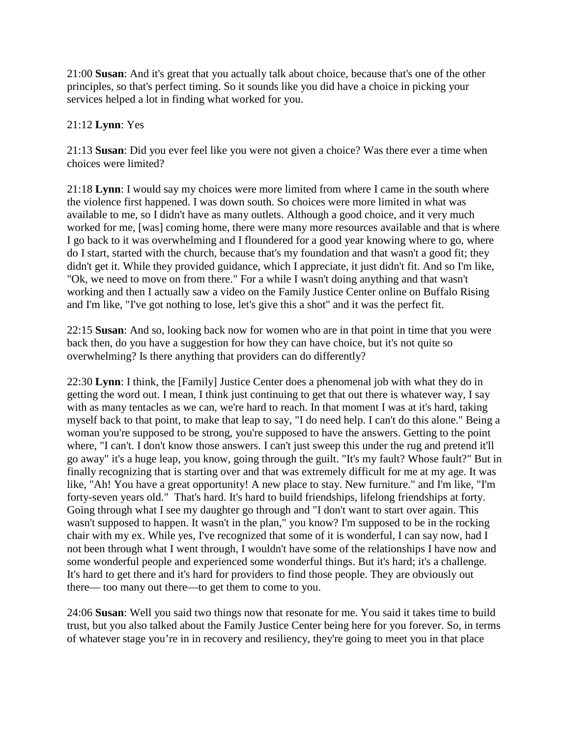21:00 **Susan**: And it's great that you actually talk about choice, because that's one of the other principles, so that's perfect timing. So it sounds like you did have a choice in picking your services helped a lot in finding what worked for you.

21:12 **Lynn**: Yes

21:13 **Susan**: Did you ever feel like you were not given a choice? Was there ever a time when choices were limited?

21:18 **Lynn**: I would say my choices were more limited from where I came in the south where the violence first happened. I was down south. So choices were more limited in what was available to me, so I didn't have as many outlets. Although a good choice, and it very much worked for me, [was] coming home, there were many more resources available and that is where I go back to it was overwhelming and I floundered for a good year knowing where to go, where do I start, started with the church, because that's my foundation and that wasn't a good fit; they didn't get it. While they provided guidance, which I appreciate, it just didn't fit. And so I'm like, "Ok, we need to move on from there." For a while I wasn't doing anything and that wasn't working and then I actually saw a video on the Family Justice Center online on Buffalo Rising and I'm like, "I've got nothing to lose, let's give this a shot" and it was the perfect fit.

22:15 **Susan**: And so, looking back now for women who are in that point in time that you were back then, do you have a suggestion for how they can have choice, but it's not quite so overwhelming? Is there anything that providers can do differently?

22:30 **Lynn**: I think, the [Family] Justice Center does a phenomenal job with what they do in getting the word out. I mean, I think just continuing to get that out there is whatever way, I say with as many tentacles as we can, we're hard to reach. In that moment I was at it's hard, taking myself back to that point, to make that leap to say, "I do need help. I can't do this alone." Being a woman you're supposed to be strong, you're supposed to have the answers. Getting to the point where, "I can't. I don't know those answers. I can't just sweep this under the rug and pretend it'll go away" it's a huge leap, you know, going through the guilt. "It's my fault? Whose fault?" But in finally recognizing that is starting over and that was extremely difficult for me at my age. It was like, "Ah! You have a great opportunity! A new place to stay. New furniture." and I'm like, "I'm forty-seven years old." That's hard. It's hard to build friendships, lifelong friendships at forty. Going through what I see my daughter go through and "I don't want to start over again. This wasn't supposed to happen. It wasn't in the plan," you know? I'm supposed to be in the rocking chair with my ex. While yes, I've recognized that some of it is wonderful, I can say now, had I not been through what I went through, I wouldn't have some of the relationships I have now and some wonderful people and experienced some wonderful things. But it's hard; it's a challenge. It's hard to get there and it's hard for providers to find those people. They are obviously out there— too many out there—to get them to come to you.

24:06 **Susan**: Well you said two things now that resonate for me. You said it takes time to build trust, but you also talked about the Family Justice Center being here for you forever. So, in terms of whatever stage you're in in recovery and resiliency, they're going to meet you in that place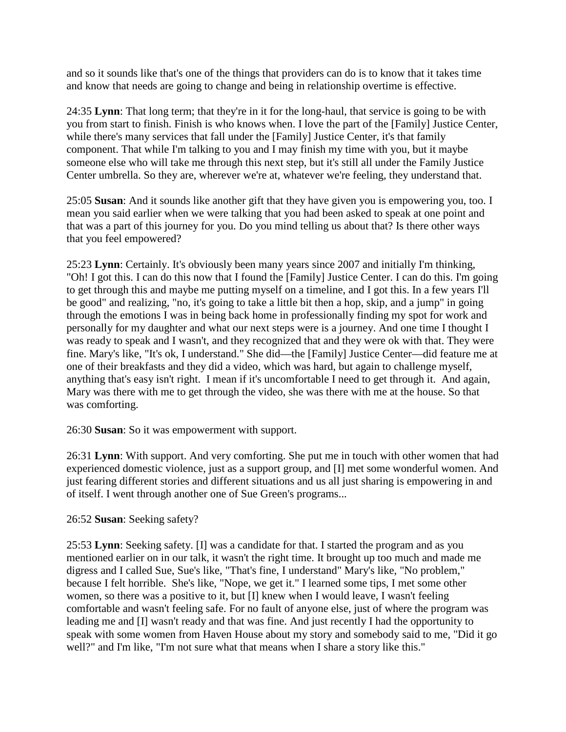and so it sounds like that's one of the things that providers can do is to know that it takes time and know that needs are going to change and being in relationship overtime is effective.

24:35 **Lynn**: That long term; that they're in it for the long-haul, that service is going to be with you from start to finish. Finish is who knows when. I love the part of the [Family] Justice Center, while there's many services that fall under the [Family] Justice Center, it's that family component. That while I'm talking to you and I may finish my time with you, but it maybe someone else who will take me through this next step, but it's still all under the Family Justice Center umbrella. So they are, wherever we're at, whatever we're feeling, they understand that.

25:05 **Susan**: And it sounds like another gift that they have given you is empowering you, too. I mean you said earlier when we were talking that you had been asked to speak at one point and that was a part of this journey for you. Do you mind telling us about that? Is there other ways that you feel empowered?

25:23 **Lynn**: Certainly. It's obviously been many years since 2007 and initially I'm thinking, "Oh! I got this. I can do this now that I found the [Family] Justice Center. I can do this. I'm going to get through this and maybe me putting myself on a timeline, and I got this. In a few years I'll be good" and realizing, "no, it's going to take a little bit then a hop, skip, and a jump" in going through the emotions I was in being back home in professionally finding my spot for work and personally for my daughter and what our next steps were is a journey. And one time I thought I was ready to speak and I wasn't, and they recognized that and they were ok with that. They were fine. Mary's like, "It's ok, I understand." She did—the [Family] Justice Center—did feature me at one of their breakfasts and they did a video, which was hard, but again to challenge myself, anything that's easy isn't right. I mean if it's uncomfortable I need to get through it. And again, Mary was there with me to get through the video, she was there with me at the house. So that was comforting.

26:30 **Susan**: So it was empowerment with support.

26:31 **Lynn**: With support. And very comforting. She put me in touch with other women that had experienced domestic violence, just as a support group, and [I] met some wonderful women. And just fearing different stories and different situations and us all just sharing is empowering in and of itself. I went through another one of Sue Green's programs...

26:52 **Susan**: Seeking safety?

25:53 **Lynn**: Seeking safety. [I] was a candidate for that. I started the program and as you mentioned earlier on in our talk, it wasn't the right time. It brought up too much and made me digress and I called Sue, Sue's like, "That's fine, I understand" Mary's like, "No problem," because I felt horrible. She's like, "Nope, we get it." I learned some tips, I met some other women, so there was a positive to it, but [I] knew when I would leave, I wasn't feeling comfortable and wasn't feeling safe. For no fault of anyone else, just of where the program was leading me and [I] wasn't ready and that was fine. And just recently I had the opportunity to speak with some women from Haven House about my story and somebody said to me, "Did it go well?" and I'm like, "I'm not sure what that means when I share a story like this."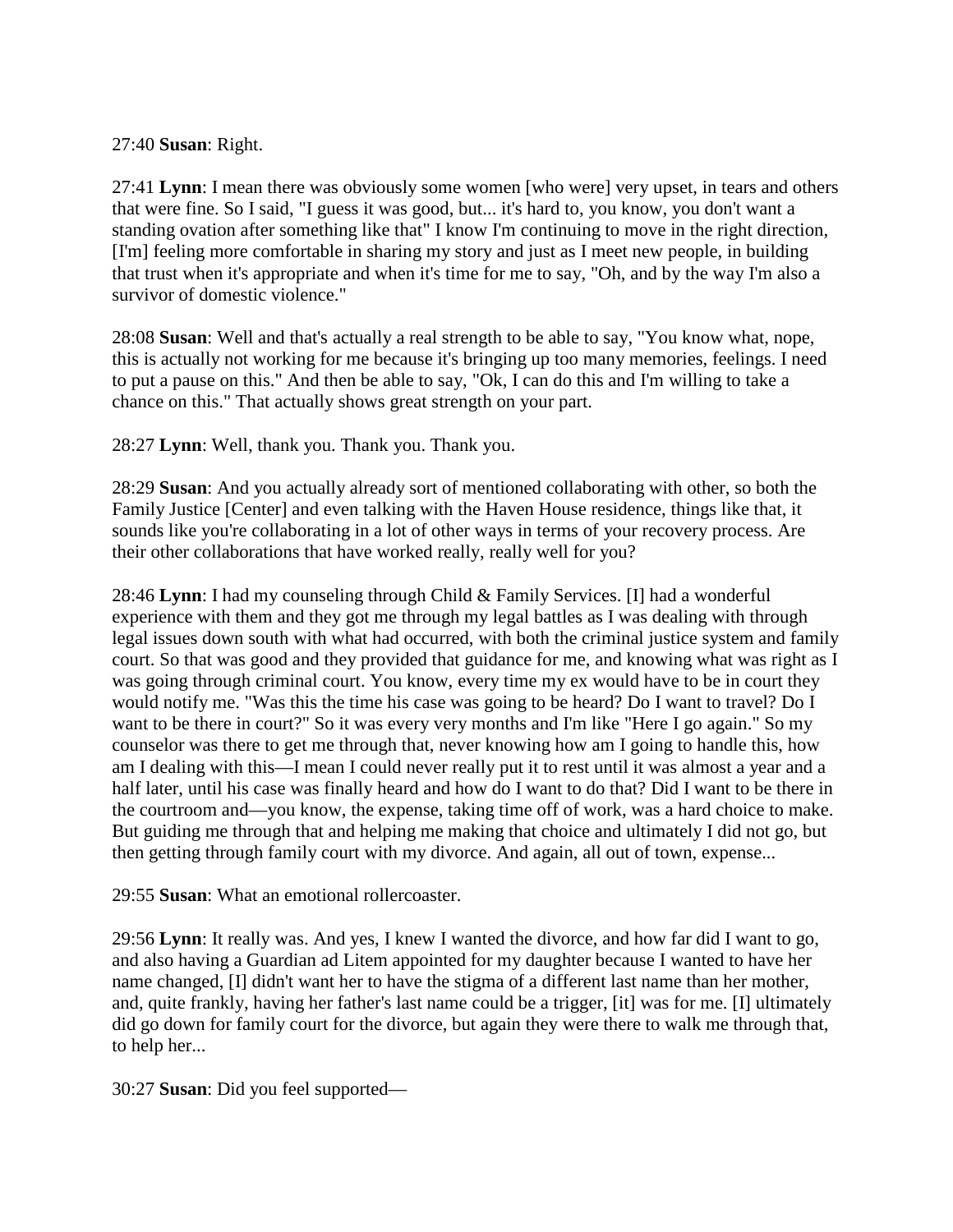27:40 **Susan**: Right.

27:41 **Lynn**: I mean there was obviously some women [who were] very upset, in tears and others that were fine. So I said, "I guess it was good, but... it's hard to, you know, you don't want a standing ovation after something like that" I know I'm continuing to move in the right direction, [I'm] feeling more comfortable in sharing my story and just as I meet new people, in building that trust when it's appropriate and when it's time for me to say, "Oh, and by the way I'm also a survivor of domestic violence."

28:08 **Susan**: Well and that's actually a real strength to be able to say, "You know what, nope, this is actually not working for me because it's bringing up too many memories, feelings. I need to put a pause on this." And then be able to say, "Ok, I can do this and I'm willing to take a chance on this." That actually shows great strength on your part.

28:27 **Lynn**: Well, thank you. Thank you. Thank you.

28:29 **Susan**: And you actually already sort of mentioned collaborating with other, so both the Family Justice [Center] and even talking with the Haven House residence, things like that, it sounds like you're collaborating in a lot of other ways in terms of your recovery process. Are their other collaborations that have worked really, really well for you?

28:46 **Lynn**: I had my counseling through Child & Family Services. [I] had a wonderful experience with them and they got me through my legal battles as I was dealing with through legal issues down south with what had occurred, with both the criminal justice system and family court. So that was good and they provided that guidance for me, and knowing what was right as I was going through criminal court. You know, every time my ex would have to be in court they would notify me. "Was this the time his case was going to be heard? Do I want to travel? Do I want to be there in court?" So it was every very months and I'm like "Here I go again." So my counselor was there to get me through that, never knowing how am I going to handle this, how am I dealing with this—I mean I could never really put it to rest until it was almost a year and a half later, until his case was finally heard and how do I want to do that? Did I want to be there in the courtroom and—you know, the expense, taking time off of work, was a hard choice to make. But guiding me through that and helping me making that choice and ultimately I did not go, but then getting through family court with my divorce. And again, all out of town, expense...

29:55 **Susan**: What an emotional rollercoaster.

29:56 **Lynn**: It really was. And yes, I knew I wanted the divorce, and how far did I want to go, and also having a Guardian ad Litem appointed for my daughter because I wanted to have her name changed, [I] didn't want her to have the stigma of a different last name than her mother, and, quite frankly, having her father's last name could be a trigger, [it] was for me. [I] ultimately did go down for family court for the divorce, but again they were there to walk me through that, to help her...

30:27 **Susan**: Did you feel supported—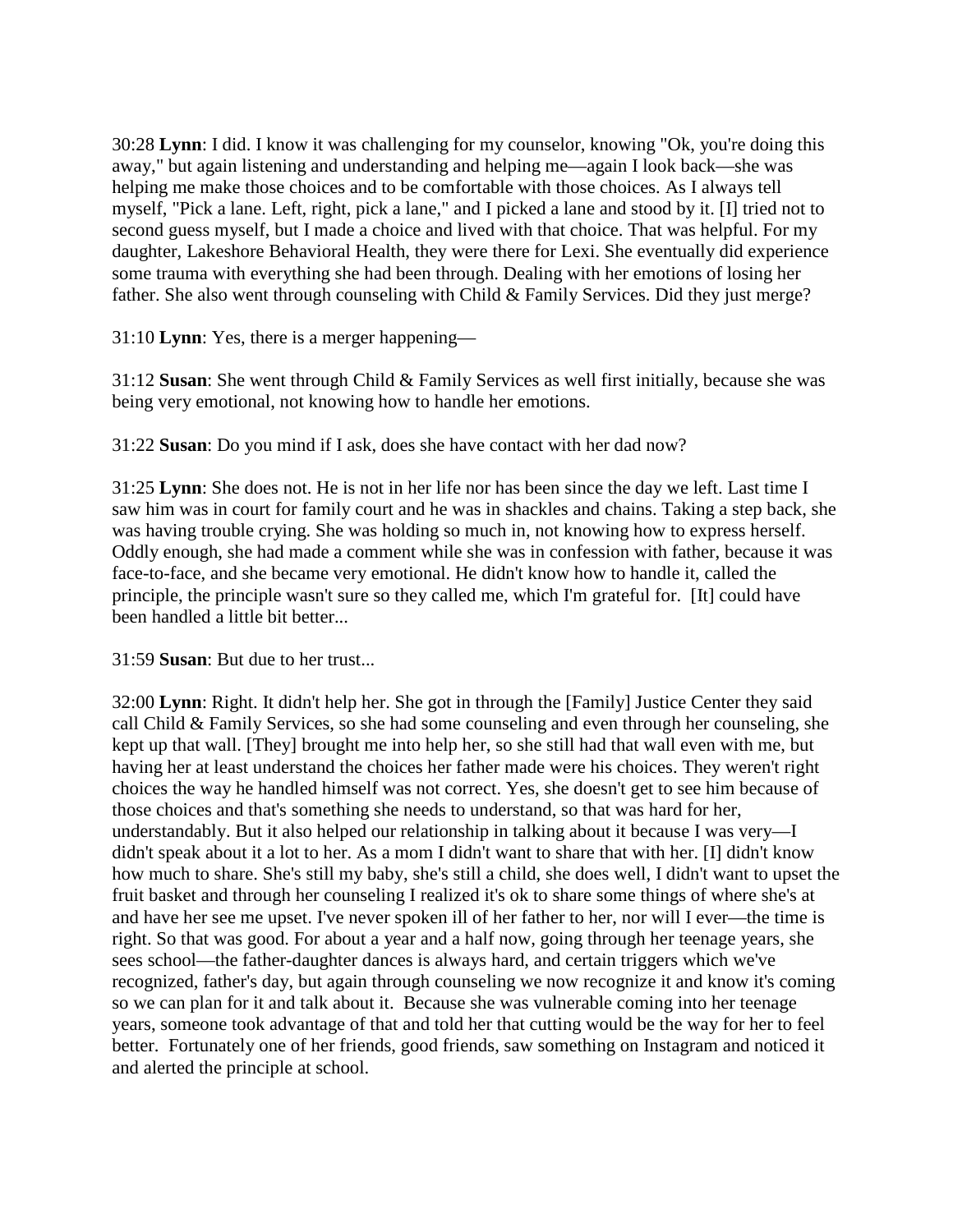30:28 **Lynn**: I did. I know it was challenging for my counselor, knowing "Ok, you're doing this away," but again listening and understanding and helping me—again I look back—she was helping me make those choices and to be comfortable with those choices. As I always tell myself, "Pick a lane. Left, right, pick a lane," and I picked a lane and stood by it. [I] tried not to second guess myself, but I made a choice and lived with that choice. That was helpful. For my daughter, Lakeshore Behavioral Health, they were there for Lexi. She eventually did experience some trauma with everything she had been through. Dealing with her emotions of losing her father. She also went through counseling with Child & Family Services. Did they just merge?

31:10 **Lynn**: Yes, there is a merger happening—

31:12 **Susan**: She went through Child & Family Services as well first initially, because she was being very emotional, not knowing how to handle her emotions.

31:22 **Susan**: Do you mind if I ask, does she have contact with her dad now?

31:25 **Lynn**: She does not. He is not in her life nor has been since the day we left. Last time I saw him was in court for family court and he was in shackles and chains. Taking a step back, she was having trouble crying. She was holding so much in, not knowing how to express herself. Oddly enough, she had made a comment while she was in confession with father, because it was face-to-face, and she became very emotional. He didn't know how to handle it, called the principle, the principle wasn't sure so they called me, which I'm grateful for. [It] could have been handled a little bit better...

31:59 **Susan**: But due to her trust...

32:00 **Lynn**: Right. It didn't help her. She got in through the [Family] Justice Center they said call Child & Family Services, so she had some counseling and even through her counseling, she kept up that wall. [They] brought me into help her, so she still had that wall even with me, but having her at least understand the choices her father made were his choices. They weren't right choices the way he handled himself was not correct. Yes, she doesn't get to see him because of those choices and that's something she needs to understand, so that was hard for her, understandably. But it also helped our relationship in talking about it because I was very—I didn't speak about it a lot to her. As a mom I didn't want to share that with her. [I] didn't know how much to share. She's still my baby, she's still a child, she does well, I didn't want to upset the fruit basket and through her counseling I realized it's ok to share some things of where she's at and have her see me upset. I've never spoken ill of her father to her, nor will I ever—the time is right. So that was good. For about a year and a half now, going through her teenage years, she sees school—the father-daughter dances is always hard, and certain triggers which we've recognized, father's day, but again through counseling we now recognize it and know it's coming so we can plan for it and talk about it. Because she was vulnerable coming into her teenage years, someone took advantage of that and told her that cutting would be the way for her to feel better. Fortunately one of her friends, good friends, saw something on Instagram and noticed it and alerted the principle at school.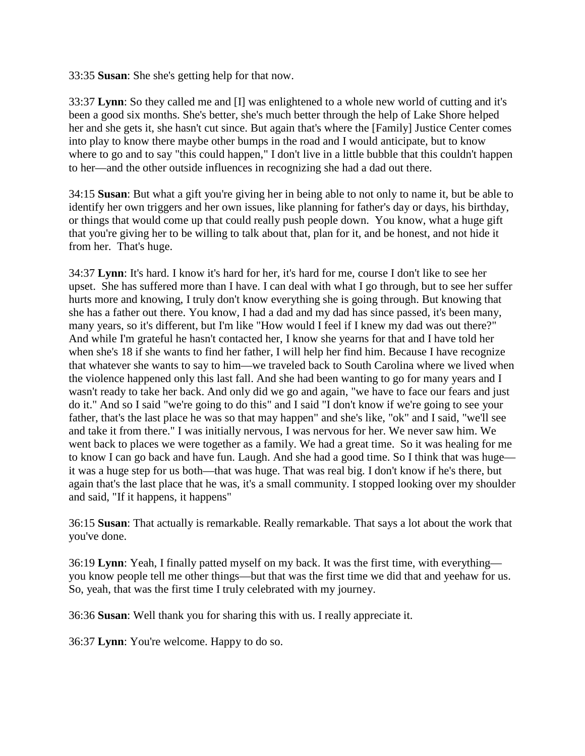33:35 **Susan**: She she's getting help for that now.

33:37 **Lynn**: So they called me and [I] was enlightened to a whole new world of cutting and it's been a good six months. She's better, she's much better through the help of Lake Shore helped her and she gets it, she hasn't cut since. But again that's where the [Family] Justice Center comes into play to know there maybe other bumps in the road and I would anticipate, but to know where to go and to say "this could happen," I don't live in a little bubble that this couldn't happen to her—and the other outside influences in recognizing she had a dad out there.

34:15 **Susan**: But what a gift you're giving her in being able to not only to name it, but be able to identify her own triggers and her own issues, like planning for father's day or days, his birthday, or things that would come up that could really push people down. You know, what a huge gift that you're giving her to be willing to talk about that, plan for it, and be honest, and not hide it from her. That's huge.

34:37 **Lynn**: It's hard. I know it's hard for her, it's hard for me, course I don't like to see her upset. She has suffered more than I have. I can deal with what I go through, but to see her suffer hurts more and knowing, I truly don't know everything she is going through. But knowing that she has a father out there. You know, I had a dad and my dad has since passed, it's been many, many years, so it's different, but I'm like "How would I feel if I knew my dad was out there?" And while I'm grateful he hasn't contacted her, I know she yearns for that and I have told her when she's 18 if she wants to find her father, I will help her find him. Because I have recognize that whatever she wants to say to him—we traveled back to South Carolina where we lived when the violence happened only this last fall. And she had been wanting to go for many years and I wasn't ready to take her back. And only did we go and again, "we have to face our fears and just do it." And so I said "we're going to do this" and I said "I don't know if we're going to see your father, that's the last place he was so that may happen" and she's like, "ok" and I said, "we'll see and take it from there." I was initially nervous, I was nervous for her. We never saw him. We went back to places we were together as a family. We had a great time. So it was healing for me to know I can go back and have fun. Laugh. And she had a good time. So I think that was huge—it was a huge step for us both—that was huge. That was real big. I don't know if he's there, but again that's the last place that he was, it's a small community. I stopped looking over my shoulder and said, "If it happens, it happens"

36:15 **Susan**: That actually is remarkable. Really remarkable. That says a lot about the work that you've done.

36:19 **Lynn**: Yeah, I finally patted myself on my back. It was the first time, with everything—you know people tell me other things—but that was the first time we did that and yeehaw for us. So, yeah, that was the first time I truly celebrated with my journey.

36:36 **Susan**: Well thank you for sharing this with us. I really appreciate it.

36:37 **Lynn**: You're welcome. Happy to do so.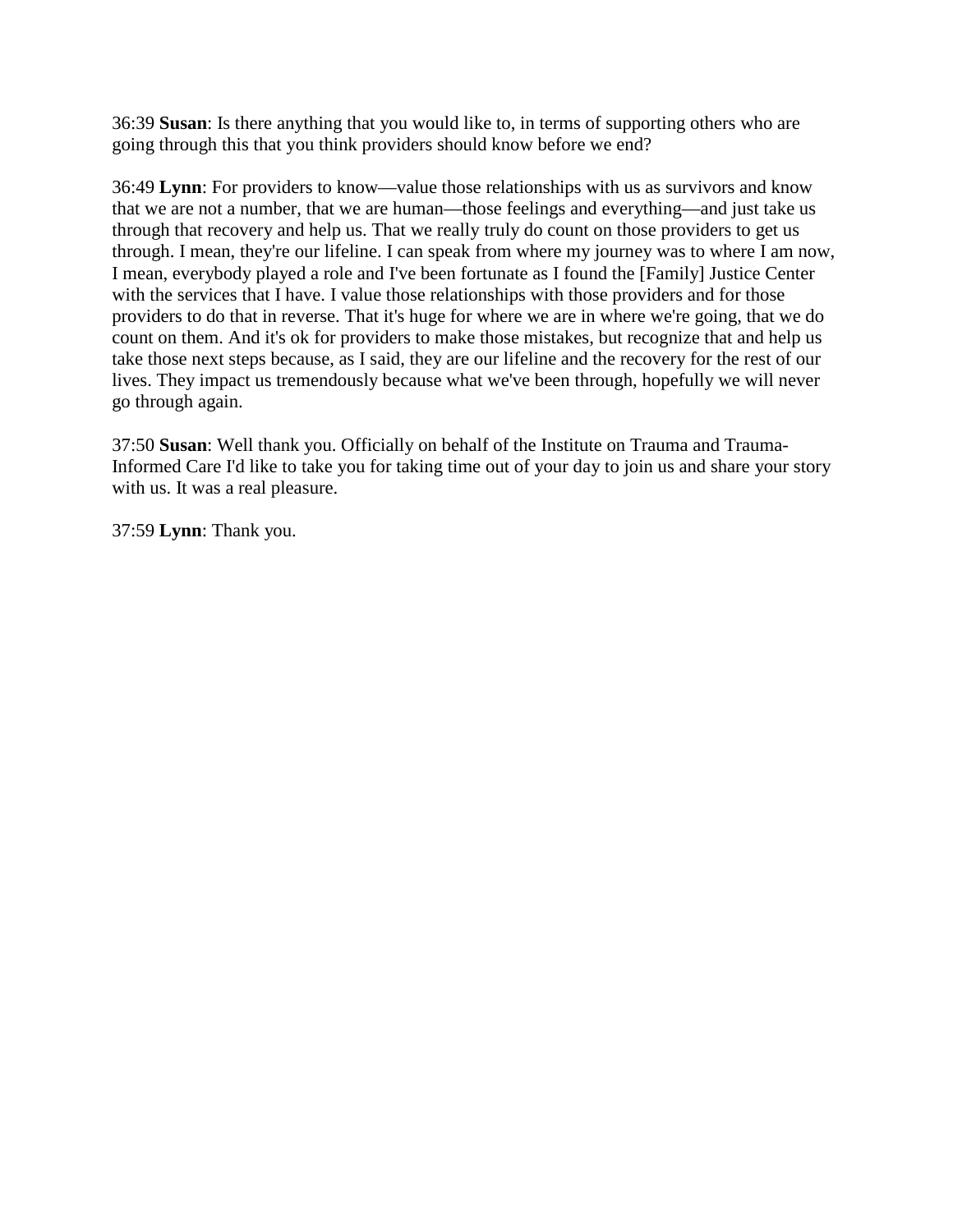36:39 **Susan**: Is there anything that you would like to, in terms of supporting others who are going through this that you think providers should know before we end?

36:49 **Lynn**: For providers to know—value those relationships with us as survivors and know that we are not a number, that we are human—those feelings and everything—and just take us through that recovery and help us. That we really truly do count on those providers to get us through. I mean, they're our lifeline. I can speak from where my journey was to where I am now, I mean, everybody played a role and I've been fortunate as I found the [Family] Justice Center with the services that I have. I value those relationships with those providers and for those providers to do that in reverse. That it's huge for where we are in where we're going, that we do count on them. And it's ok for providers to make those mistakes, but recognize that and help us take those next steps because, as I said, they are our lifeline and the recovery for the rest of our lives. They impact us tremendously because what we've been through, hopefully we will never go through again.

37:50 **Susan**: Well thank you. Officially on behalf of the Institute on Trauma and Trauma-Informed Care I'd like to take you for taking time out of your day to join us and share your story with us. It was a real pleasure.

37:59 **Lynn**: Thank you.